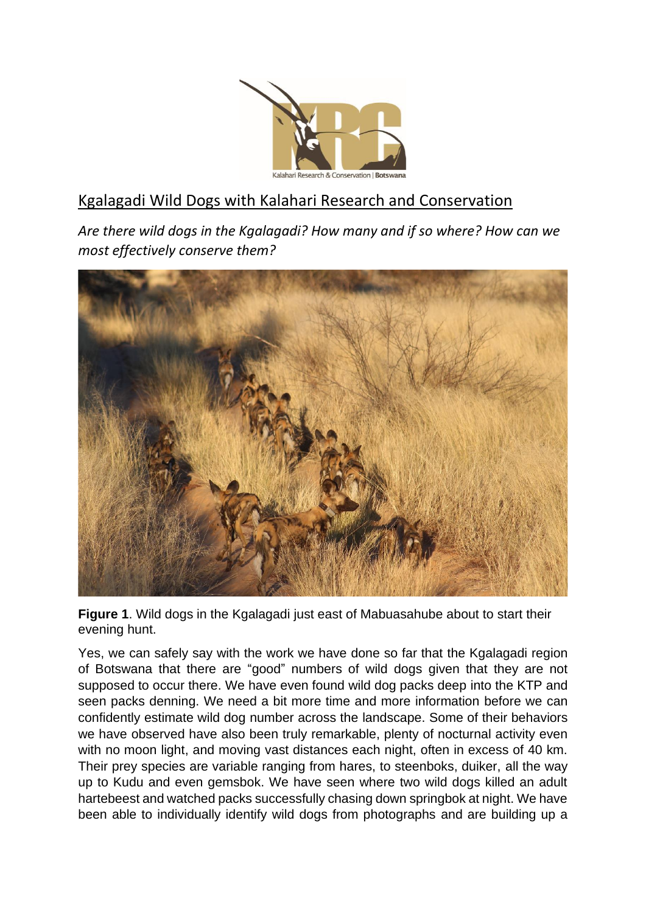# Kgalagadi Wild Dogs with Kalahari Research and Conservation

*Are there wild dogs in the Kgalagadi? How many and if so where? How can we most effectively conserve them?*

**Figure 1**. Wild dogs in the Kgalagadi just east of Mabuasahube about to start their evening hunt.

Yes, we can safely say with the work we have done so far that the Kgalagadi region of Botswana that there are "good" numbers of wild dogs given that they are not supposed to occur there. We have even found wild dog packs deep into the KTP and seen packs denning. We need a bit more time and more information before we can confidently estimate wild dog number across the landscape. Some of their behaviors we have observed have also been truly remarkable, plenty of nocturnal activity even with no moon light, and moving vast distances each night, often in excess of 40 km. Their prey species are variable ranging from hares, to steenboks, duiker, all the way up to Kudu and even gemsbok. We have seen where two wild dogs killed an adult hartebeest and watched packs successfully chasing down springbok at night. We have been able to individually identify wild dogs from photographs and are building up a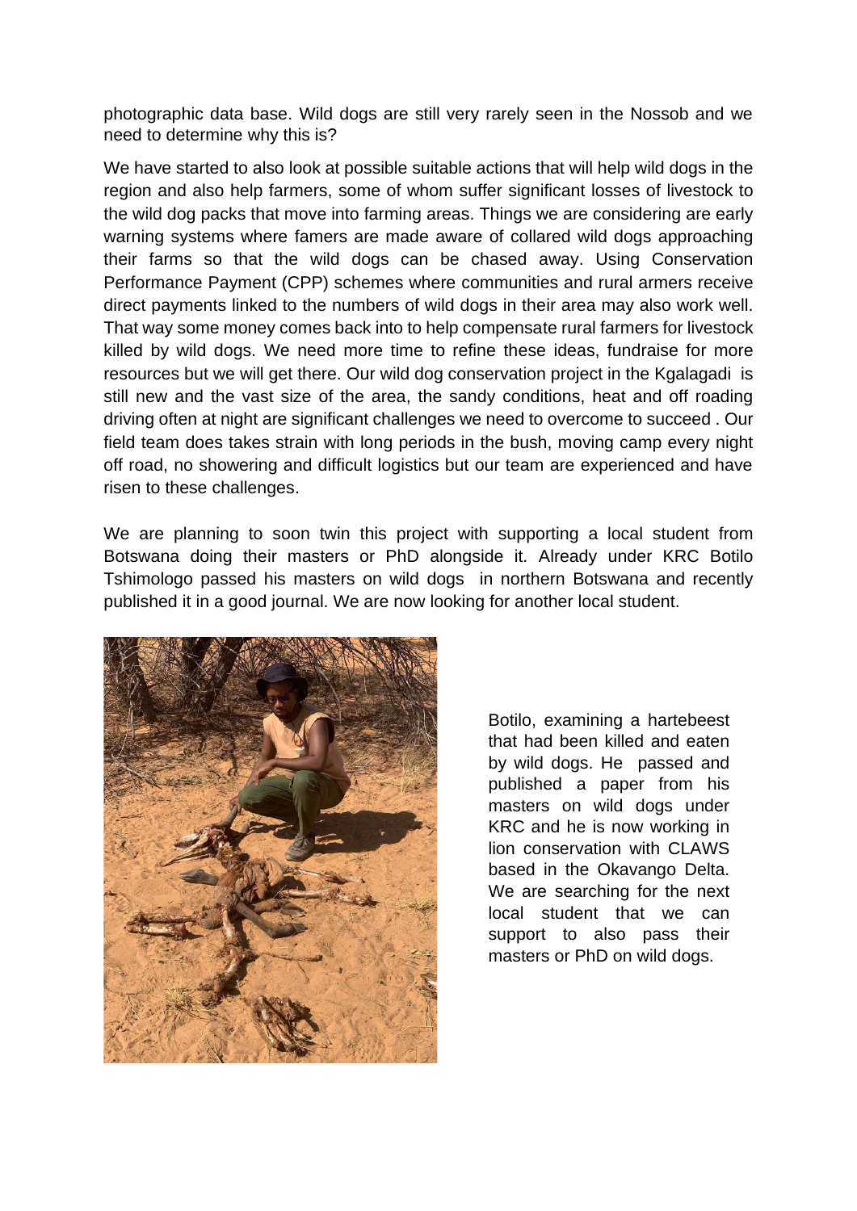photographic data base. Wild dogs are still very rarely seen in the Nossob and we need to determine why this is?

We have started to also look at possible suitable actions that will help wild dogs in the region and also help farmers, some of whom suffer significant losses of livestock to the wild dog packs that move into farming areas. Things we are considering are early warning systems where famers are made aware of collared wild dogs approaching their farms so that the wild dogs can be chased away. Using Conservation Performance Payment (CPP) schemes where communities and rural armers receive direct payments linked to the numbers of wild dogs in their area may also work well. That way some money comes back into to help compensate rural farmers for livestock killed by wild dogs. We need more time to refine these ideas, fundraise for more resources but we will get there. Our wild dog conservation project in the Kgalagadi is still new and the vast size of the area, the sandy conditions, heat and off roading driving often at night are significant challenges we need to overcome to succeed . Our field team does takes strain with long periods in the bush, moving camp every night off road, no showering and difficult logistics but our team are experienced and have risen to these challenges.

We are planning to soon twin this project with supporting a local student from Botswana doing their masters or PhD alongside it. Already under KRC Botilo Tshimologo passed his masters on wild dogs in northern Botswana and recently published it in a good journal. We are now looking for another local student.

Botilo, examining a hartebeest that had been killed and eaten by wild dogs. He passed and published a paper from his masters on wild dogs under KRC and he is now working in lion conservation with CLAWS based in the Okavango Delta. We are searching for the next local student that we can support to also pass their masters or PhD on wild dogs.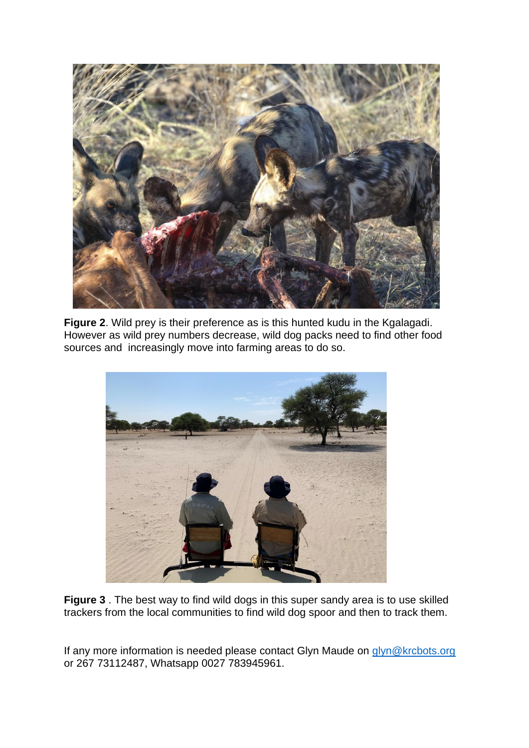**Figure 2**. Wild prey is their preference as is this hunted kudu in the Kgalagadi. However as wild prey numbers decrease, wild dog packs need to find other food sources and increasingly move into farming areas to do so.

**Figure 3** . The best way to find wild dogs in this super sandy area is to use skilled trackers from the local communities to find wild dog spoor and then to track them.

If any more information is needed please contact Glyn Maude on [glyn@krcbots.org](mailto:glyn@krcbots.org) or 267 73112487, Whatsapp 0027 783945961.